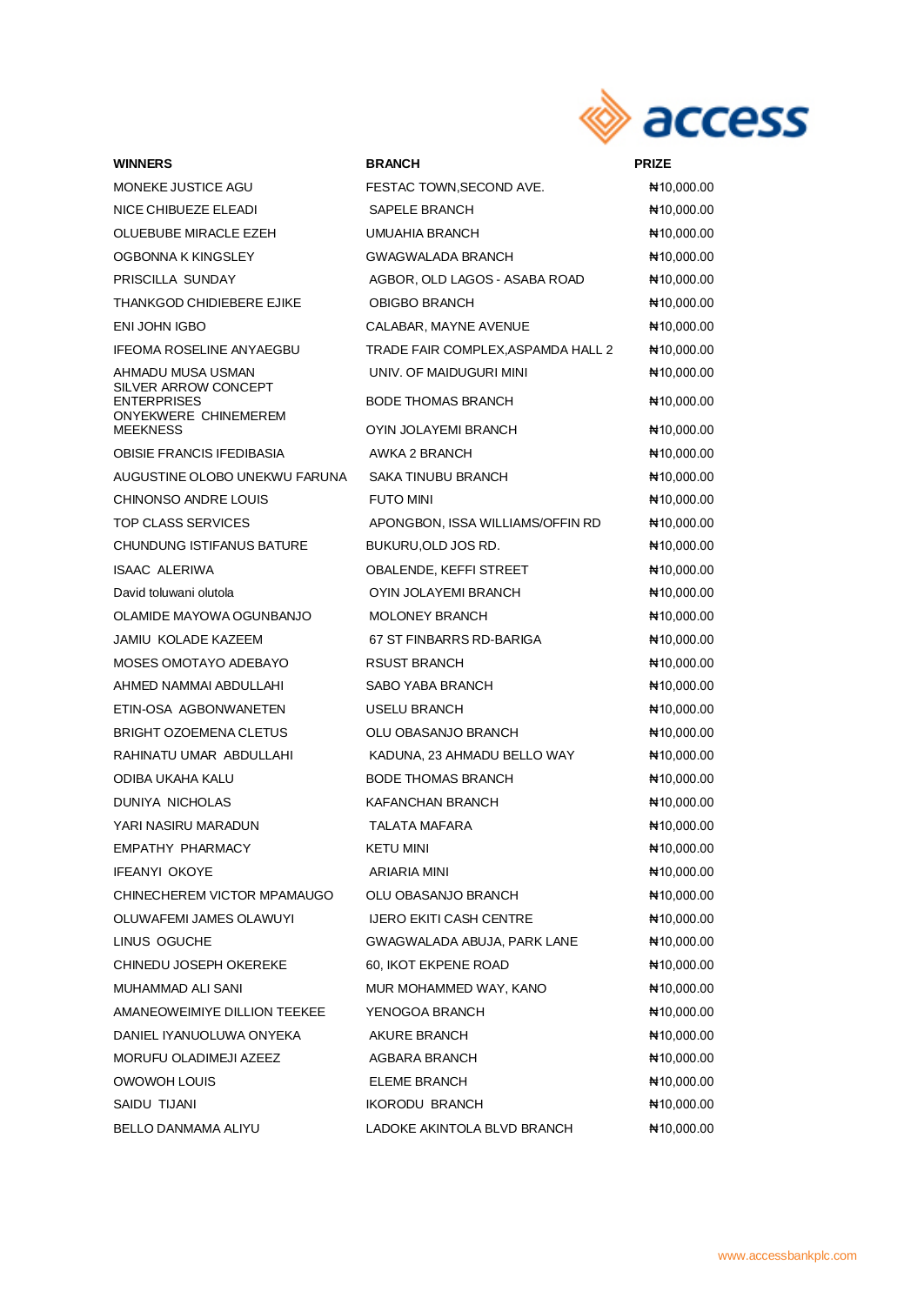| WINNERS | BRANCH | PRIZE |
|---|---|---|
| MONEKE JUSTICE AGU | FESTAC TOWN,SECOND AVE. | ₦10,000.00 |
| NICE CHIBUEZE ELEADI | SAPELE BRANCH | ₦10,000.00 |
| OLUEBUBE MIRACLE EZEH | UMUAHIA BRANCH | ₦10,000.00 |
| OGBONNA K KINGSLEY | GWAGWALADA BRANCH | ₦10,000.00 |
| PRISCILLA SUNDAY | AGBOR, OLD LAGOS - ASABA ROAD | ₦10,000.00 |
| THANKGOD CHIDIEBERE EJIKE | OBIGBO BRANCH | ₦10,000.00 |
| ENI JOHN IGBO | CALABAR, MAYNE AVENUE | ₦10,000.00 |
| IFEOMA ROSELINE ANYAEGBU | TRADE FAIR COMPLEX,ASPAMDA HALL 2 | ₦10,000.00 |
| AHMADU MUSA USMAN | UNIV. OF MAIDUGURI MINI | ₦10,000.00 |
| SILVER ARROW CONCEPT ENTERPRISES | BODE THOMAS BRANCH | ₦10,000.00 |
| ONYEKWERE CHINEMEREM MEEKNESS | OYIN JOLAYEMI BRANCH | ₦10,000.00 |
| OBISIE FRANCIS IFEDIBASIA | AWKA 2 BRANCH | ₦10,000.00 |
| AUGUSTINE OLOBO UNEKWU FARUNA | SAKA TINUBU BRANCH | ₦10,000.00 |
| CHINONSO ANDRE LOUIS | FUTO MINI | ₦10,000.00 |
| TOP CLASS SERVICES | APONGBON, ISSA WILLIAMS/OFFIN RD | ₦10,000.00 |
| CHUNDUNG ISTIFANUS BATURE | BUKURU,OLD JOS RD. | ₦10,000.00 |
| ISAAC ALERIWA | OBALENDE, KEFFI STREET | ₦10,000.00 |
| David toluwani olutola | OYIN JOLAYEMI BRANCH | ₦10,000.00 |
| OLAMIDE MAYOWA OGUNBANJO | MOLONEY BRANCH | ₦10,000.00 |
| JAMIU KOLADE KAZEEM | 67 ST FINBARRS RD-BARIGA | ₦10,000.00 |
| MOSES OMOTAYO ADEBAYO | RSUST BRANCH | ₦10,000.00 |
| AHMED NAMMAI ABDULLAHI | SABO YABA BRANCH | ₦10,000.00 |
| ETIN-OSA AGBONWANETEN | USELU BRANCH | ₦10,000.00 |
| BRIGHT OZOEMENA CLETUS | OLU OBASANJO BRANCH | ₦10,000.00 |
| RAHINATU UMAR ABDULLAHI | KADUNA, 23 AHMADU BELLO WAY | ₦10,000.00 |
| ODIBA UKAHA KALU | BODE THOMAS BRANCH | ₦10,000.00 |
| DUNIYA NICHOLAS | KAFANCHAN BRANCH | ₦10,000.00 |
| YARI NASIRU MARADUN | TALATA MAFARA | ₦10,000.00 |
| EMPATHY PHARMACY | KETU MINI | ₦10,000.00 |
| IFEANYI OKOYE | ARIARIA MINI | ₦10,000.00 |
| CHINECHEREM VICTOR MPAMAUGO | OLU OBASANJO BRANCH | ₦10,000.00 |
| OLUWAFEMI JAMES OLAWUYI | IJERO EKITI CASH CENTRE | ₦10,000.00 |
| LINUS OGUCHE | GWAGWALADA ABUJA, PARK LANE | ₦10,000.00 |
| CHINEDU JOSEPH OKEREKE | 60, IKOT EKPENE ROAD | ₦10,000.00 |
| MUHAMMAD ALI SANI | MUR MOHAMMED WAY, KANO | ₦10,000.00 |
| AMANEOWEIMIYE DILLION TEEKEE | YENOGOA BRANCH | ₦10,000.00 |
| DANIEL IYANUOLUWA ONYEKA | AKURE BRANCH | ₦10,000.00 |
| MORUFU OLADIMEJI AZEEZ | AGBARA BRANCH | ₦10,000.00 |
| OWOWOH LOUIS | ELEME BRANCH | ₦10,000.00 |
| SAIDU TIJANI | IKORODU BRANCH | ₦10,000.00 |
| BELLO DANMAMA ALIYU | LADOKE AKINTOLA BLVD BRANCH | ₦10,000.00 |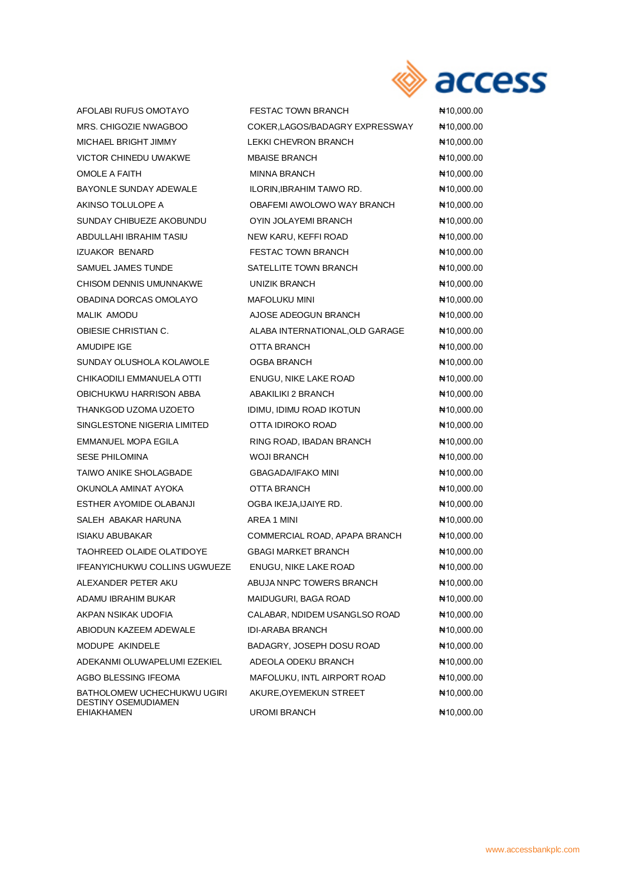| | | |
|---|---|---|
| AFOLABI RUFUS OMOTAYO | FESTAC TOWN BRANCH | ₦10,000.00 |
| MRS. CHIGOZIE NWAGBOO | COKER,LAGOS/BADAGRY EXPRESSWAY | ₦10,000.00 |
| MICHAEL BRIGHT JIMMY | LEKKI CHEVRON BRANCH | ₦10,000.00 |
| VICTOR CHINEDU UWAKWE | MBAISE BRANCH | ₦10,000.00 |
| OMOLE A FAITH | MINNA BRANCH | ₦10,000.00 |
| BAYONLE SUNDAY ADEWALE | ILORIN,IBRAHIM TAIWO RD. | ₦10,000.00 |
| AKINSO TOLULOPE A | OBAFEMI AWOLOWO WAY BRANCH | ₦10,000.00 |
| SUNDAY CHIBUEZE AKOBUNDU | OYIN JOLAYEMI BRANCH | ₦10,000.00 |
| ABDULLAHI IBRAHIM TASIU | NEW KARU, KEFFI ROAD | ₦10,000.00 |
| IZUAKOR BENARD | FESTAC TOWN BRANCH | ₦10,000.00 |
| SAMUEL JAMES TUNDE | SATELLITE TOWN BRANCH | ₦10,000.00 |
| CHISOM DENNIS UMUNNAKWE | UNIZIK BRANCH | ₦10,000.00 |
| OBADINA DORCAS OMOLAYO | MAFOLUKU MINI | ₦10,000.00 |
| MALIK AMODU | AJOSE ADEOGUN BRANCH | ₦10,000.00 |
| OBIESIE CHRISTIAN C. | ALABA INTERNATIONAL,OLD GARAGE | ₦10,000.00 |
| AMUDIPE IGE | OTTA BRANCH | ₦10,000.00 |
| SUNDAY OLUSHOLA KOLAWOLE | OGBA BRANCH | ₦10,000.00 |
| CHIKAODILI EMMANUELA OTTI | ENUGU, NIKE LAKE ROAD | ₦10,000.00 |
| OBICHUKWU HARRISON ABBA | ABAKILIKI 2 BRANCH | ₦10,000.00 |
| THANKGOD UZOMA UZOETO | IDIMU, IDIMU ROAD IKOTUN | ₦10,000.00 |
| SINGLESTONE NIGERIA LIMITED | OTTA IDIROKO ROAD | ₦10,000.00 |
| EMMANUEL MOPA EGILA | RING ROAD, IBADAN BRANCH | ₦10,000.00 |
| SESE PHILOMINA | WOJI BRANCH | ₦10,000.00 |
| TAIWO ANIKE SHOLAGBADE | GBAGADA/IFAKO MINI | ₦10,000.00 |
| OKUNOLA AMINAT AYOKA | OTTA BRANCH | ₦10,000.00 |
| ESTHER AYOMIDE OLABANJI | OGBA IKEJA,IJAIYE RD. | ₦10,000.00 |
| SALEH ABAKAR HARUNA | AREA 1 MINI | ₦10,000.00 |
| ISIAKU ABUBAKAR | COMMERCIAL ROAD, APAPA BRANCH | ₦10,000.00 |
| TAOHREED OLAIDE OLATIDOYE | GBAGI MARKET BRANCH | ₦10,000.00 |
| IFEANYICHUKWU COLLINS UGWUEZE | ENUGU, NIKE LAKE ROAD | ₦10,000.00 |
| ALEXANDER PETER AKU | ABUJA NNPC TOWERS BRANCH | ₦10,000.00 |
| ADAMU IBRAHIM BUKAR | MAIDUGURI, BAGA ROAD | ₦10,000.00 |
| AKPAN NSIKAK UDOFIA | CALABAR, NDIDEM USANGLSO ROAD | ₦10,000.00 |
| ABIODUN KAZEEM ADEWALE | IDI-ARABA BRANCH | ₦10,000.00 |
| MODUPE AKINDELE | BADAGRY, JOSEPH DOSU ROAD | ₦10,000.00 |
| ADEKANMI OLUWAPELUMI EZEKIEL | ADEOLA ODEKU BRANCH | ₦10,000.00 |
| AGBO BLESSING IFEOMA | MAFOLUKU, INTL AIRPORT ROAD | ₦10,000.00 |
| BATHOLOMEW UCHECHUKWU UGIRI | AKURE,OYEMEKUN STREET | ₦10,000.00 |
| DESTINY OSEMUDIAMEN EHIAKHAMEN | UROMI BRANCH | ₦10,000.00 |